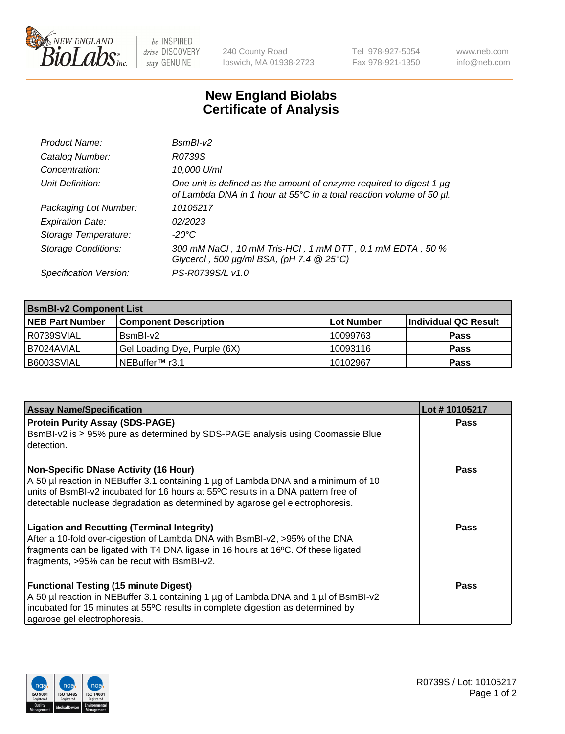# New England Biolabs Certificate of Analysis

| | |
|---|---|
| *Product Name:* | *BsmBI-v2* |
| *Catalog Number:* | *R0739S* |
| *Concentration:* | *10,000 U/ml* |
| *Unit Definition:* | *One unit is defined as the amount of enzyme required to digest 1 µg of Lambda DNA in 1 hour at 55°C in a total reaction volume of 50 µl.* |
| *Packaging Lot Number:* | *10105217* |
| *Expiration Date:* | *02/2023* |
| *Storage Temperature:* | *-20°C* |
| *Storage Conditions:* | *300 mM NaCl , 10 mM Tris-HCl , 1 mM DTT , 0.1 mM EDTA , 50 % Glycerol , 500 µg/ml BSA, (pH 7.4 @ 25°C)* |
| *Specification Version:* | *PS-R0739S/L v1.0* |

| **BsmBI-v2 Component List** | | | |
|---|---|---|---|
| **NEB Part Number** | **Component Description** | **Lot Number** | **Individual QC Result** |
| R0739SVIAL | BsmBI-v2 | 10099763 | **Pass** |
| B7024AVIAL | Gel Loading Dye, Purple (6X) | 10093116 | **Pass** |
| B6003SVIAL | NEBuffer™ r3.1 | 10102967 | **Pass** |

| **Assay Name/Specification** | **Lot # 10105217** |
|---|---|
| **Protein Purity Assay (SDS-PAGE)**<br>BsmBI-v2 is ≥ 95% pure as determined by SDS-PAGE analysis using Coomassie Blue detection. | **Pass** |
| **Non-Specific DNase Activity (16 Hour)**<br>A 50 µl reaction in NEBuffer 3.1 containing 1 µg of Lambda DNA and a minimum of 10 units of BsmBI-v2 incubated for 16 hours at 55ºC results in a DNA pattern free of detectable nuclease degradation as determined by agarose gel electrophoresis. | **Pass** |
| **Ligation and Recutting (Terminal Integrity)**<br>After a 10-fold over-digestion of Lambda DNA with BsmBI-v2, >95% of the DNA fragments can be ligated with T4 DNA ligase in 16 hours at 16ºC. Of these ligated fragments, >95% can be recut with BsmBI-v2. | **Pass** |
| **Functional Testing (15 minute Digest)**<br>A 50 µl reaction in NEBuffer 3.1 containing 1 µg of Lambda DNA and 1 µl of BsmBI-v2 incubated for 15 minutes at 55ºC results in complete digestion as determined by agarose gel electrophoresis. | **Pass** |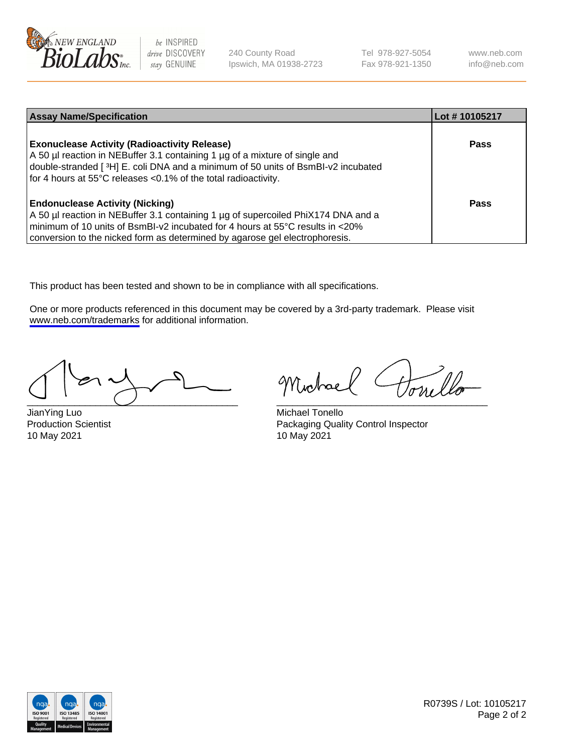| Assay Name/Specification | Lot # 10105217 |
| --- | --- |
| **Exonuclease Activity (Radioactivity Release)**<br>A 50 µl reaction in NEBuffer 3.1 containing 1 µg of a mixture of single and double-stranded [ $^3$H] E. coli DNA and a minimum of 50 units of BsmBI-v2 incubated for 4 hours at 55°C releases <0.1% of the total radioactivity. | **Pass** |
| **Endonuclease Activity (Nicking)**<br>A 50 µl reaction in NEBuffer 3.1 containing 1 µg of supercoiled PhiX174 DNA and a minimum of 10 units of BsmBI-v2 incubated for 4 hours at 55°C results in <20% conversion to the nicked form as determined by agarose gel electrophoresis. | **Pass** |

This product has been tested and shown to be in compliance with all specifications.

One or more products referenced in this document may be covered by a 3rd-party trademark. Please visit www.neb.com/trademarks for additional information.

JianYing Luo
Production Scientist
10 May 2021

Michael Tonello
Packaging Quality Control Inspector
10 May 2021

R0739S / Lot: 10105217